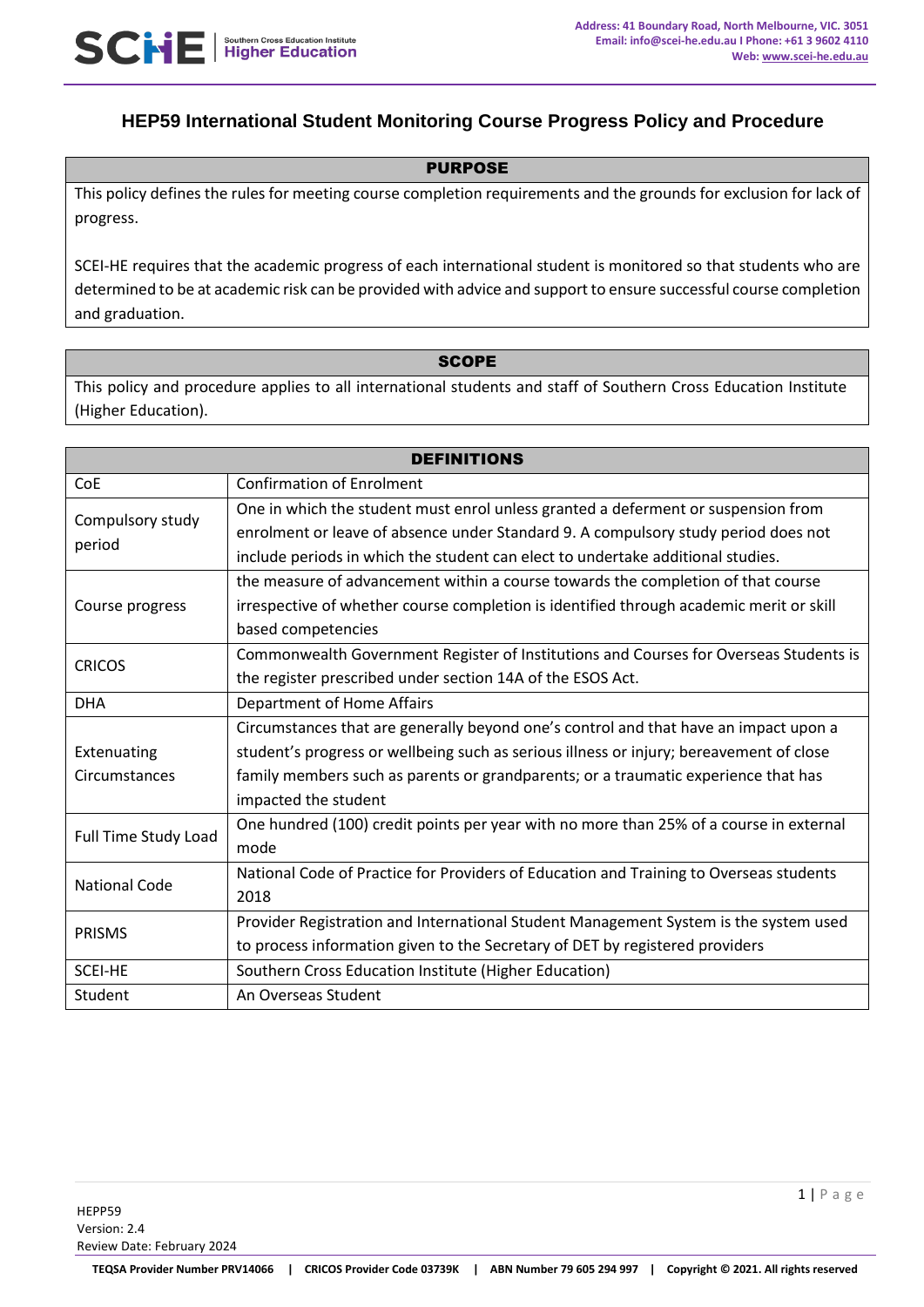# HEP59 International Student Monitoring Course Progress Policy and Procedure

## PURPOSE

This policy defines the rules for meeting course completion requirements and the grounds for exclusion for lack of progress.

SCEI-HE requires that the academic progress of each international student is monitored so that students who are determined to be at academic risk can be provided with advice and support to ensure successful course completion and graduation.

## SCOPE

This policy and procedure applies to all international students and staff of Southern Cross Education Institute (Higher Education).

## DEFINITIONS

| Term | Definition |
|---|---|
| CoE | Confirmation of Enrolment |
| Compulsory study period | One in which the student must enrol unless granted a deferment or suspension from enrolment or leave of absence under Standard 9. A compulsory study period does not include periods in which the student can elect to undertake additional studies. |
| Course progress | the measure of advancement within a course towards the completion of that course irrespective of whether course completion is identified through academic merit or skill based competencies |
| CRICOS | Commonwealth Government Register of Institutions and Courses for Overseas Students is the register prescribed under section 14A of the ESOS Act. |
| DHA | Department of Home Affairs |
| Extenuating Circumstances | Circumstances that are generally beyond one's control and that have an impact upon a student's progress or wellbeing such as serious illness or injury; bereavement of close family members such as parents or grandparents; or a traumatic experience that has impacted the student |
| Full Time Study Load | One hundred (100) credit points per year with no more than 25% of a course in external mode |
| National Code | National Code of Practice for Providers of Education and Training to Overseas students 2018 |
| PRISMS | Provider Registration and International Student Management System is the system used to process information given to the Secretary of DET by registered providers |
| SCEI-HE | Southern Cross Education Institute (Higher Education) |
| Student | An Overseas Student |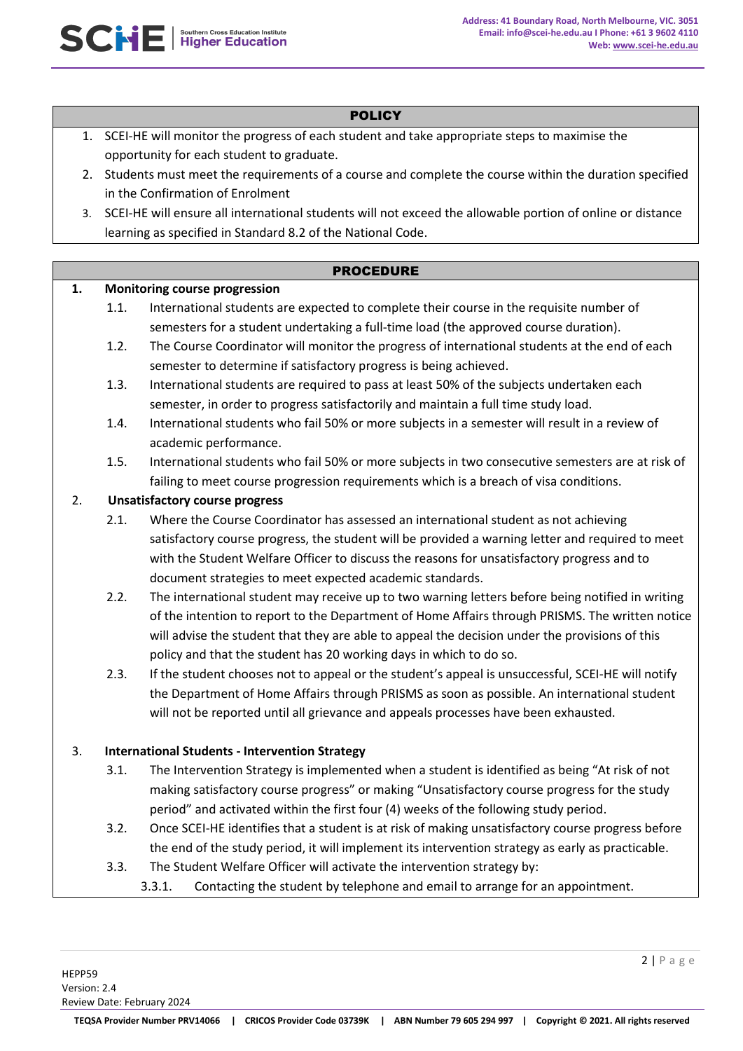## POLICY

1. SCEI-HE will monitor the progress of each student and take appropriate steps to maximise the opportunity for each student to graduate.
2. Students must meet the requirements of a course and complete the course within the duration specified in the Confirmation of Enrolment
3. SCEI-HE will ensure all international students will not exceed the allowable portion of online or distance learning as specified in Standard 8.2 of the National Code.

## PROCEDURE

**1. Monitoring course progression**

1.1. International students are expected to complete their course in the requisite number of semesters for a student undertaking a full-time load (the approved course duration).

1.2. The Course Coordinator will monitor the progress of international students at the end of each semester to determine if satisfactory progress is being achieved.

1.3. International students are required to pass at least 50% of the subjects undertaken each semester, in order to progress satisfactorily and maintain a full time study load.

1.4. International students who fail 50% or more subjects in a semester will result in a review of academic performance.

1.5. International students who fail 50% or more subjects in two consecutive semesters are at risk of failing to meet course progression requirements which is a breach of visa conditions.

**2. Unsatisfactory course progress**

2.1. Where the Course Coordinator has assessed an international student as not achieving satisfactory course progress, the student will be provided a warning letter and required to meet with the Student Welfare Officer to discuss the reasons for unsatisfactory progress and to document strategies to meet expected academic standards.

2.2. The international student may receive up to two warning letters before being notified in writing of the intention to report to the Department of Home Affairs through PRISMS. The written notice will advise the student that they are able to appeal the decision under the provisions of this policy and that the student has 20 working days in which to do so.

2.3. If the student chooses not to appeal or the student's appeal is unsuccessful, SCEI-HE will notify the Department of Home Affairs through PRISMS as soon as possible. An international student will not be reported until all grievance and appeals processes have been exhausted.

**3. International Students - Intervention Strategy**

3.1. The Intervention Strategy is implemented when a student is identified as being "At risk of not making satisfactory course progress" or making "Unsatisfactory course progress for the study period" and activated within the first four (4) weeks of the following study period.

3.2. Once SCEI-HE identifies that a student is at risk of making unsatisfactory course progress before the end of the study period, it will implement its intervention strategy as early as practicable.

3.3. The Student Welfare Officer will activate the intervention strategy by:

3.3.1. Contacting the student by telephone and email to arrange for an appointment.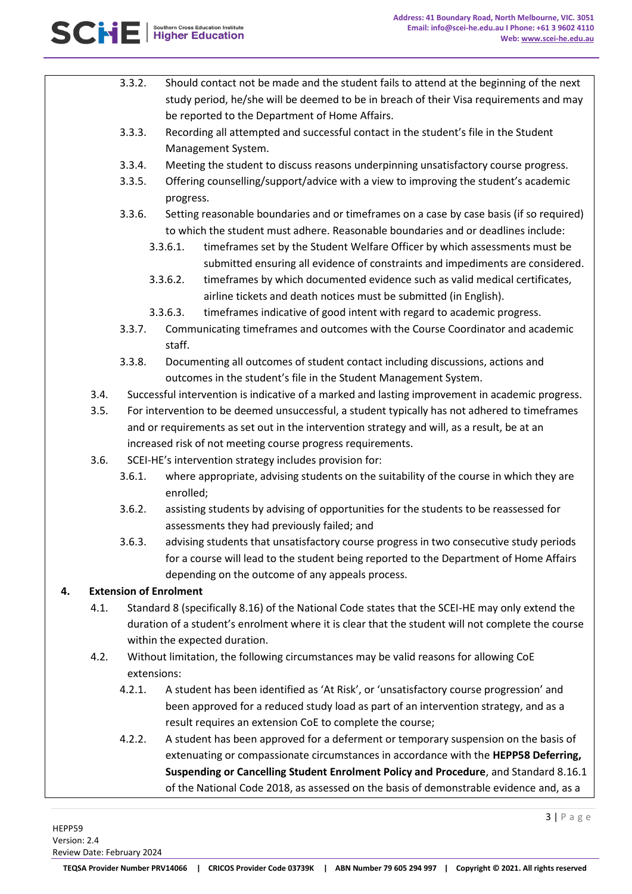3.3.2. Should contact not be made and the student fails to attend at the beginning of the next study period, he/she will be deemed to be in breach of their Visa requirements and may be reported to the Department of Home Affairs.

3.3.3. Recording all attempted and successful contact in the student's file in the Student Management System.

3.3.4. Meeting the student to discuss reasons underpinning unsatisfactory course progress.

3.3.5. Offering counselling/support/advice with a view to improving the student's academic progress.

3.3.6. Setting reasonable boundaries and or timeframes on a case by case basis (if so required) to which the student must adhere. Reasonable boundaries and or deadlines include:

3.3.6.1. timeframes set by the Student Welfare Officer by which assessments must be submitted ensuring all evidence of constraints and impediments are considered.

3.3.6.2. timeframes by which documented evidence such as valid medical certificates, airline tickets and death notices must be submitted (in English).

3.3.6.3. timeframes indicative of good intent with regard to academic progress.

3.3.7. Communicating timeframes and outcomes with the Course Coordinator and academic staff.

3.3.8. Documenting all outcomes of student contact including discussions, actions and outcomes in the student's file in the Student Management System.

3.4. Successful intervention is indicative of a marked and lasting improvement in academic progress.

3.5. For intervention to be deemed unsuccessful, a student typically has not adhered to timeframes and or requirements as set out in the intervention strategy and will, as a result, be at an increased risk of not meeting course progress requirements.

3.6. SCEI-HE's intervention strategy includes provision for:

3.6.1. where appropriate, advising students on the suitability of the course in which they are enrolled;

3.6.2. assisting students by advising of opportunities for the students to be reassessed for assessments they had previously failed; and

3.6.3. advising students that unsatisfactory course progress in two consecutive study periods for a course will lead to the student being reported to the Department of Home Affairs depending on the outcome of any appeals process.

## 4. Extension of Enrolment

4.1. Standard 8 (specifically 8.16) of the National Code states that the SCEI-HE may only extend the duration of a student's enrolment where it is clear that the student will not complete the course within the expected duration.

4.2. Without limitation, the following circumstances may be valid reasons for allowing CoE extensions:

4.2.1. A student has been identified as 'At Risk', or 'unsatisfactory course progression' and been approved for a reduced study load as part of an intervention strategy, and as a result requires an extension CoE to complete the course;

4.2.2. A student has been approved for a deferment or temporary suspension on the basis of extenuating or compassionate circumstances in accordance with the **HEPP58 Deferring, Suspending or Cancelling Student Enrolment Policy and Procedure**, and Standard 8.16.1 of the National Code 2018, as assessed on the basis of demonstrable evidence and, as a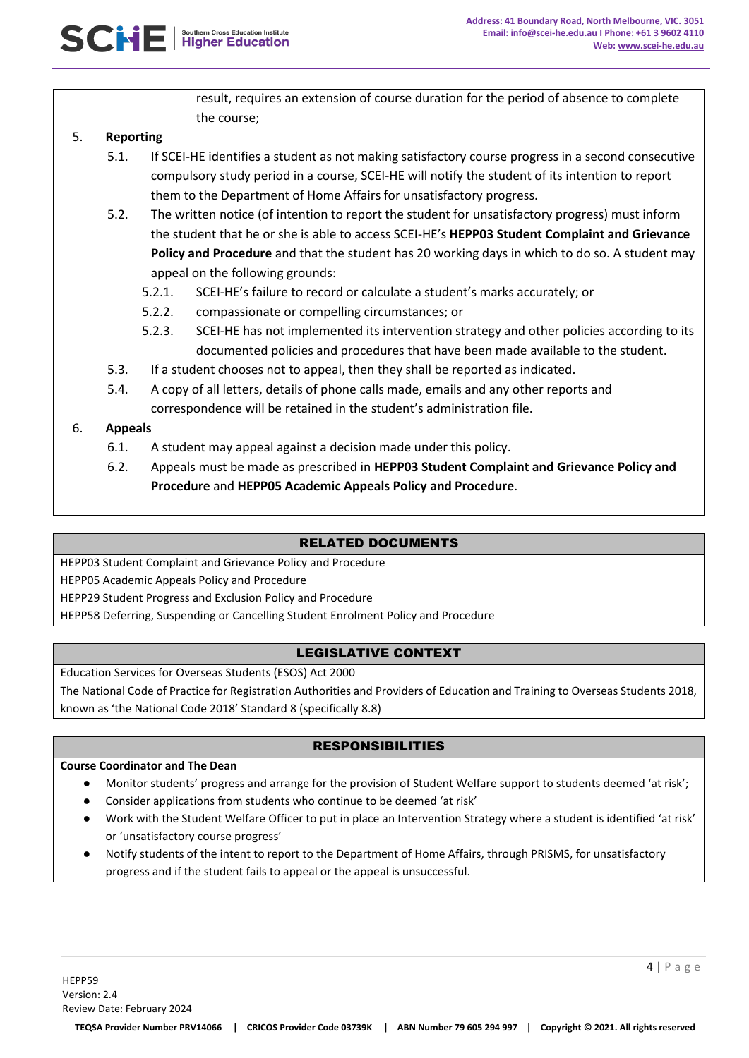result, requires an extension of course duration for the period of absence to complete the course;

5. **Reporting**
   - 5.1. If SCEI-HE identifies a student as not making satisfactory course progress in a second consecutive compulsory study period in a course, SCEI-HE will notify the student of its intention to report them to the Department of Home Affairs for unsatisfactory progress.
   - 5.2. The written notice (of intention to report the student for unsatisfactory progress) must inform the student that he or she is able to access SCEI-HE's **HEPP03 Student Complaint and Grievance Policy and Procedure** and that the student has 20 working days in which to do so. A student may appeal on the following grounds:
     - 5.2.1. SCEI-HE's failure to record or calculate a student's marks accurately; or
     - 5.2.2. compassionate or compelling circumstances; or
     - 5.2.3. SCEI-HE has not implemented its intervention strategy and other policies according to its documented policies and procedures that have been made available to the student.
   - 5.3. If a student chooses not to appeal, then they shall be reported as indicated.
   - 5.4. A copy of all letters, details of phone calls made, emails and any other reports and correspondence will be retained in the student's administration file.

6. **Appeals**
   - 6.1. A student may appeal against a decision made under this policy.
   - 6.2. Appeals must be made as prescribed in **HEPP03 Student Complaint and Grievance Policy and Procedure** and **HEPP05 Academic Appeals Policy and Procedure**.

## RELATED DOCUMENTS

HEPP03 Student Complaint and Grievance Policy and Procedure

HEPP05 Academic Appeals Policy and Procedure

HEPP29 Student Progress and Exclusion Policy and Procedure

HEPP58 Deferring, Suspending or Cancelling Student Enrolment Policy and Procedure

## LEGISLATIVE CONTEXT

Education Services for Overseas Students (ESOS) Act 2000

The National Code of Practice for Registration Authorities and Providers of Education and Training to Overseas Students 2018, known as 'the National Code 2018' Standard 8 (specifically 8.8)

## RESPONSIBILITIES

**Course Coordinator and The Dean**

- Monitor students' progress and arrange for the provision of Student Welfare support to students deemed 'at risk';
- Consider applications from students who continue to be deemed 'at risk'
- Work with the Student Welfare Officer to put in place an Intervention Strategy where a student is identified 'at risk' or 'unsatisfactory course progress'
- Notify students of the intent to report to the Department of Home Affairs, through PRISMS, for unsatisfactory progress and if the student fails to appeal or the appeal is unsuccessful.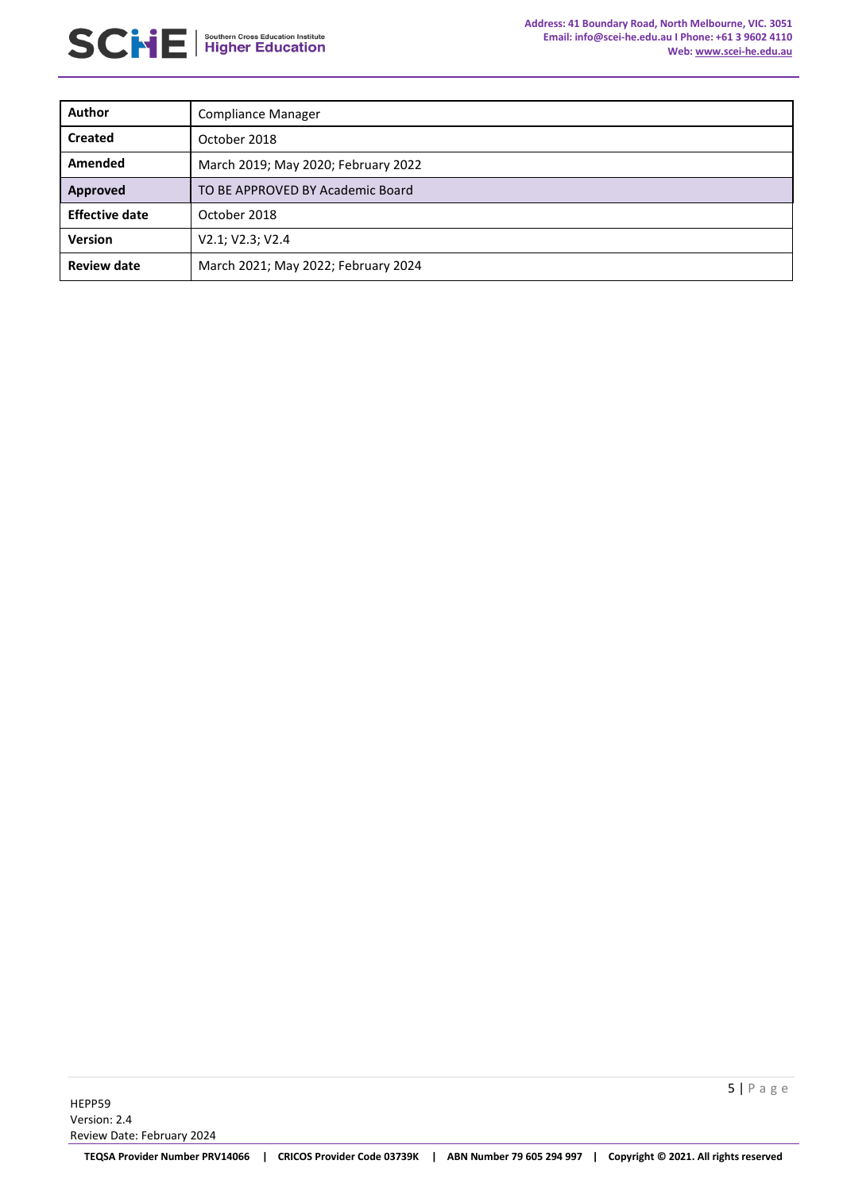| | |
|---|---|
| **Author** | Compliance Manager |
| **Created** | October 2018 |
| **Amended** | March 2019; May 2020; February 2022 |
| **Approved** | TO BE APPROVED BY Academic Board |
| **Effective date** | October 2018 |
| **Version** | V2.1; V2.3; V2.4 |
| **Review date** | March 2021; May 2022; February 2024 |